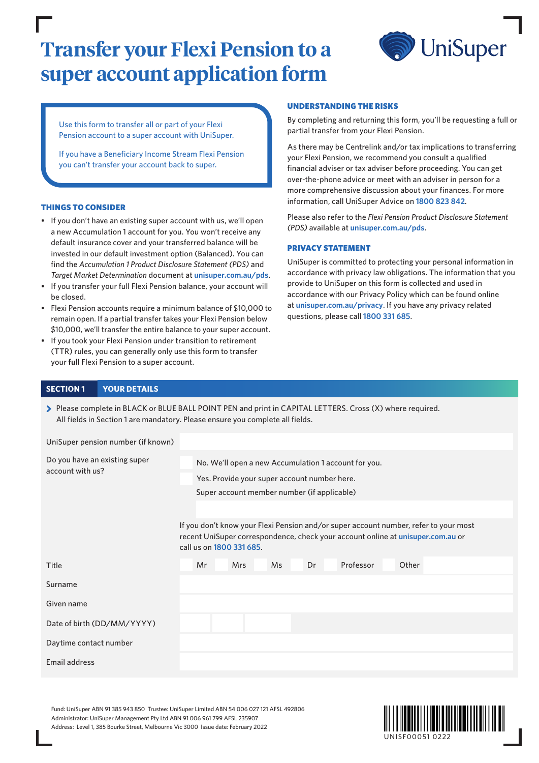# Transfer your Flexi Pension to a super account application form

UniSuper

Use this form to transfer all or part of your Flexi Pension account to a super account with UniSuper.

If you have a Beneficiary Income Stream Flexi Pension you can't transfer your account back to super.

## THINGS TO CONSIDER

- If you don't have an existing super account with us, we'll open a new Accumulation 1 account for you. You won't receive any default insurance cover and your transferred balance will be invested in our default investment option (Balanced). You can find the *Accumulation 1 Product Disclosure Statement (PDS)* and *Target Market Determination* document at **unisuper.com.au/pds**.
- If you transfer your full Flexi Pension balance, your account will be closed.
- Flexi Pension accounts require a minimum balance of $10,000 to remain open. If a partial transfer takes your Flexi Pension below $10,000, we'll transfer the entire balance to your super account.
- If you took your Flexi Pension under transition to retirement (TTR) rules, you can generally only use this form to transfer your **full** Flexi Pension to a super account.

## UNDERSTANDING THE RISKS

By completing and returning this form, you'll be requesting a full or partial transfer from your Flexi Pension.

As there may be Centrelink and/or tax implications to transferring your Flexi Pension, we recommend you consult a qualified financial adviser or tax adviser before proceeding. You can get over-the-phone advice or meet with an adviser in person for a more comprehensive discussion about your finances. For more information, call UniSuper Advice on **1800 823 842**.

Please also refer to the *Flexi Pension Product Disclosure Statement (PDS)* available at **unisuper.com.au/pds**.

## PRIVACY STATEMENT

UniSuper is committed to protecting your personal information in accordance with privacy law obligations. The information that you provide to UniSuper on this form is collected and used in accordance with our Privacy Policy which can be found online at **unisuper.com.au/privacy**. If you have any privacy related questions, please call **1800 331 685**.

## SECTION 1 YOUR DETAILS

> Please complete in BLACK or BLUE BALL POINT PEN and print in CAPITAL LETTERS. Cross (X) where required. All fields in Section 1 are mandatory. Please ensure you complete all fields.

UniSuper pension number (if known) ______________________

Do you have an existing super account with us?

☐ No. We'll open a new Accumulation 1 account for you.

☐ Yes. Provide your super account number here.

Super account member number (if applicable) ______________________

If you don't know your Flexi Pension and/or super account number, refer to your most recent UniSuper correspondence, check your account online at **unisuper.com.au** or call us on **1800 331 685**.

Title ☐ Mr ☐ Mrs ☐ Ms ☐ Dr ☐ Professor ☐ Other ______

Surname ______________________

Given name ______________________

Date of birth (DD/MM/YYYY) ____ / ____ / ________

Daytime contact number ______________________

Email address ______________________

Fund: UniSuper ABN 91 385 943 850 Trustee: UniSuper Limited ABN 54 006 027 121 AFSL 492806
Administrator: UniSuper Management Pty Ltd ABN 91 006 961 799 AFSL 235907
Address: Level 1, 385 Bourke Street, Melbourne Vic 3000 Issue date: February 2022

UNISF00051 0222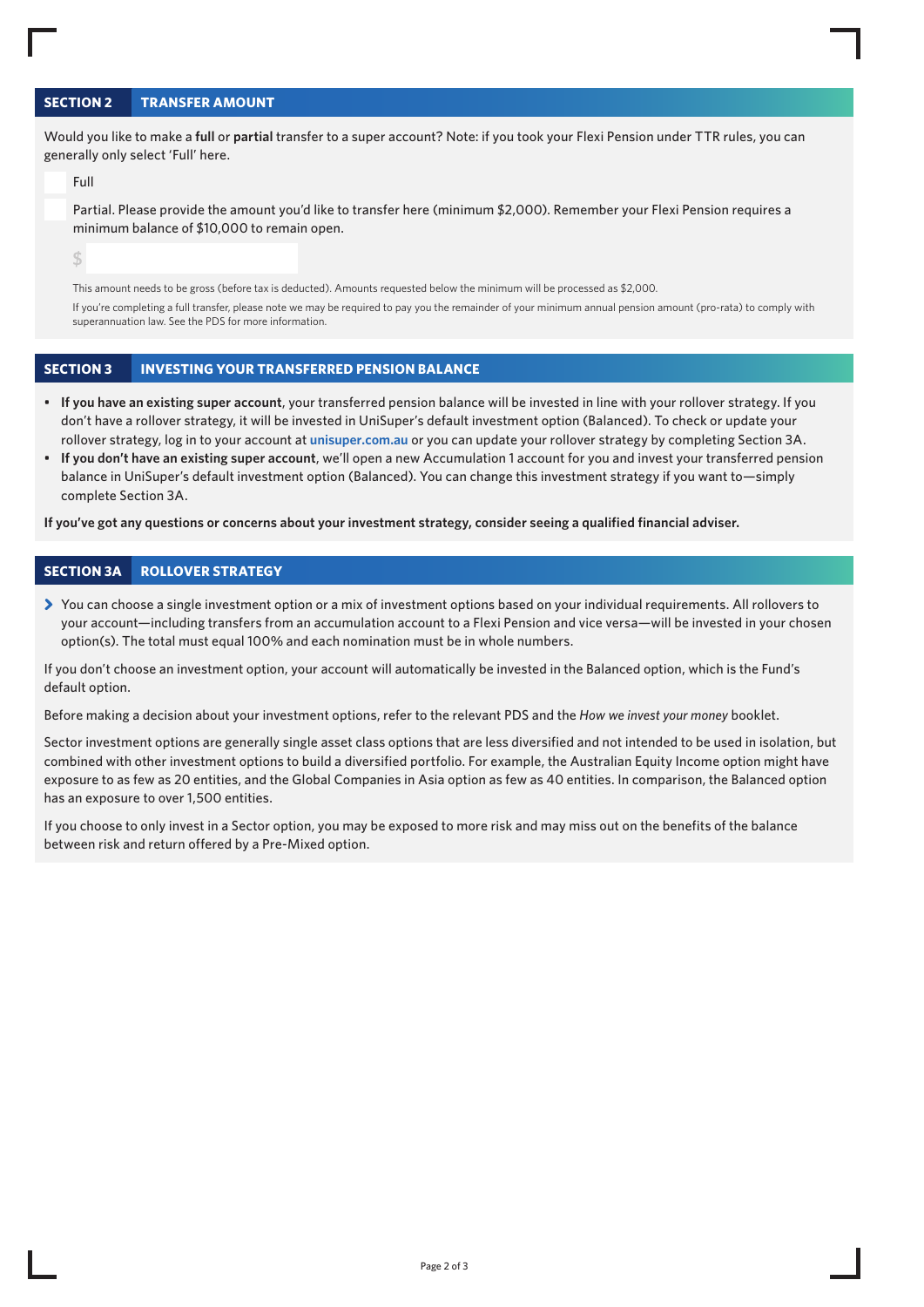## SECTION 2 TRANSFER AMOUNT

Would you like to make a **full** or **partial** transfer to a super account? Note: if you took your Flexi Pension under TTR rules, you can generally only select 'Full' here.

☐ Full

☐ Partial. Please provide the amount you'd like to transfer here (minimum $2,000). Remember your Flexi Pension requires a minimum balance of $10,000 to remain open.

$ ______________________

This amount needs to be gross (before tax is deducted). Amounts requested below the minimum will be processed as $2,000.

If you're completing a full transfer, please note we may be required to pay you the remainder of your minimum annual pension amount (pro-rata) to comply with superannuation law. See the PDS for more information.

## SECTION 3 INVESTING YOUR TRANSFERRED PENSION BALANCE

- **If you have an existing super account**, your transferred pension balance will be invested in line with your rollover strategy. If you don't have a rollover strategy, it will be invested in UniSuper's default investment option (Balanced). To check or update your rollover strategy, log in to your account at **unisuper.com.au** or you can update your rollover strategy by completing Section 3A.
- **If you don't have an existing super account**, we'll open a new Accumulation 1 account for you and invest your transferred pension balance in UniSuper's default investment option (Balanced). You can change this investment strategy if you want to—simply complete Section 3A.

**If you've got any questions or concerns about your investment strategy, consider seeing a qualified financial adviser.**

## SECTION 3A ROLLOVER STRATEGY

> You can choose a single investment option or a mix of investment options based on your individual requirements. All rollovers to your account—including transfers from an accumulation account to a Flexi Pension and vice versa—will be invested in your chosen option(s). The total must equal 100% and each nomination must be in whole numbers.

If you don't choose an investment option, your account will automatically be invested in the Balanced option, which is the Fund's default option.

Before making a decision about your investment options, refer to the relevant PDS and the *How we invest your money* booklet.

Sector investment options are generally single asset class options that are less diversified and not intended to be used in isolation, but combined with other investment options to build a diversified portfolio. For example, the Australian Equity Income option might have exposure to as few as 20 entities, and the Global Companies in Asia option as few as 40 entities. In comparison, the Balanced option has an exposure to over 1,500 entities.

If you choose to only invest in a Sector option, you may be exposed to more risk and may miss out on the benefits of the balance between risk and return offered by a Pre-Mixed option.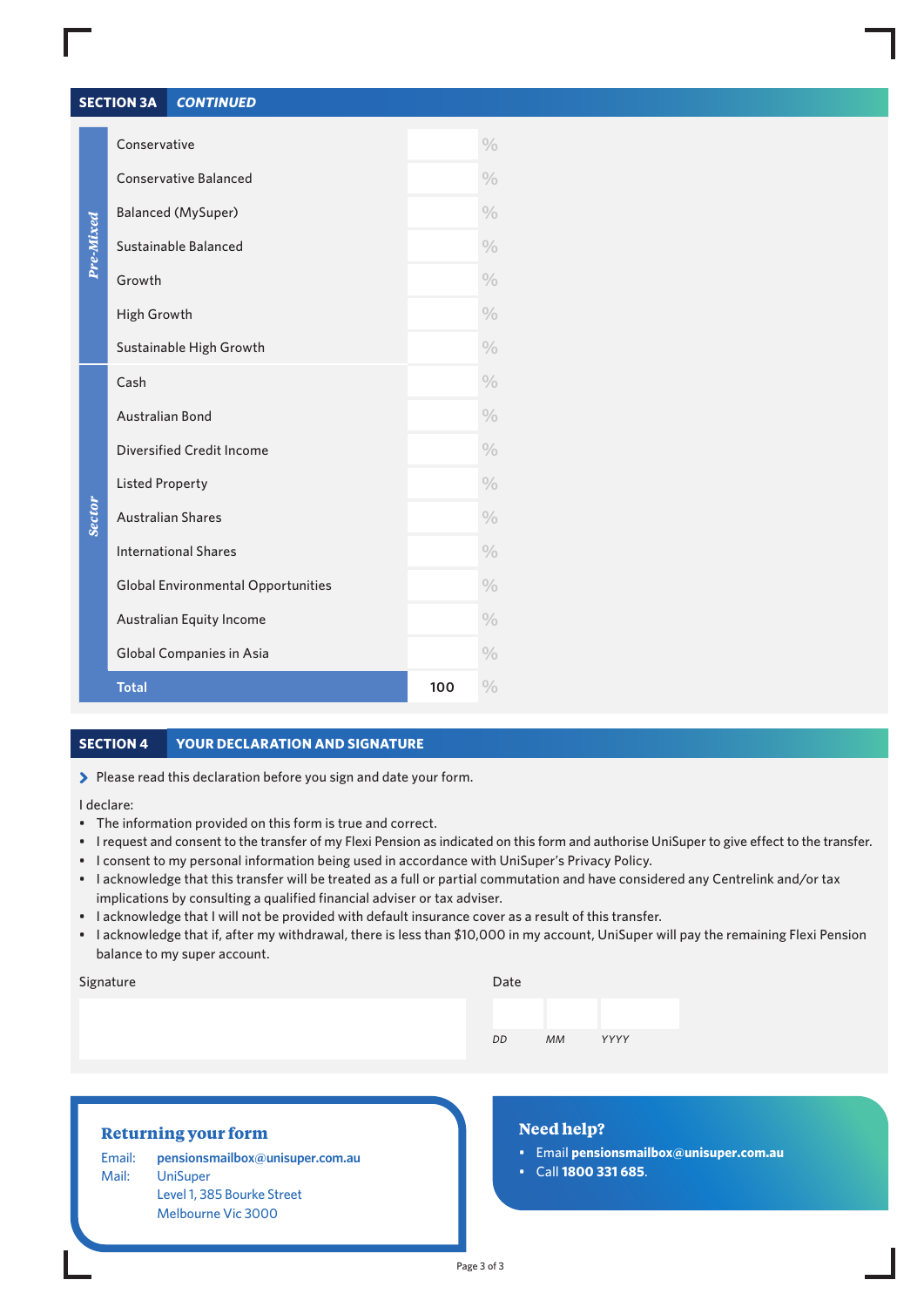## SECTION 3A *CONTINUED*

| | | | |
|---|---|---|---|
| *Pre-Mixed* | Conservative | | % |
| | Conservative Balanced | | % |
| | Balanced (MySuper) | | % |
| | Sustainable Balanced | | % |
| | Growth | | % |
| | High Growth | | % |
| | Sustainable High Growth | | % |
| *Sector* | Cash | | % |
| | Australian Bond | | % |
| | Diversified Credit Income | | % |
| | Listed Property | | % |
| | Australian Shares | | % |
| | International Shares | | % |
| | Global Environmental Opportunities | | % |
| | Australian Equity Income | | % |
| | Global Companies in Asia | | % |
| | **Total** | 100 | % |

## SECTION 4 YOUR DECLARATION AND SIGNATURE

> Please read this declaration before you sign and date your form.

I declare:

- The information provided on this form is true and correct.
- I request and consent to the transfer of my Flexi Pension as indicated on this form and authorise UniSuper to give effect to the transfer.
- I consent to my personal information being used in accordance with UniSuper's Privacy Policy.
- I acknowledge that this transfer will be treated as a full or partial commutation and have considered any Centrelink and/or tax implications by consulting a qualified financial adviser or tax adviser.
- I acknowledge that I will not be provided with default insurance cover as a result of this transfer.
- I acknowledge that if, after my withdrawal, there is less than $10,000 in my account, UniSuper will pay the remaining Flexi Pension balance to my super account.

Signature

Date

DD MM YYYY

### Returning your form

Email: **pensionsmailbox@unisuper.com.au**

Mail: UniSuper
Level 1, 385 Bourke Street
Melbourne Vic 3000

### Need help?

- Email **pensionsmailbox@unisuper.com.au**
- Call **1800 331 685**.